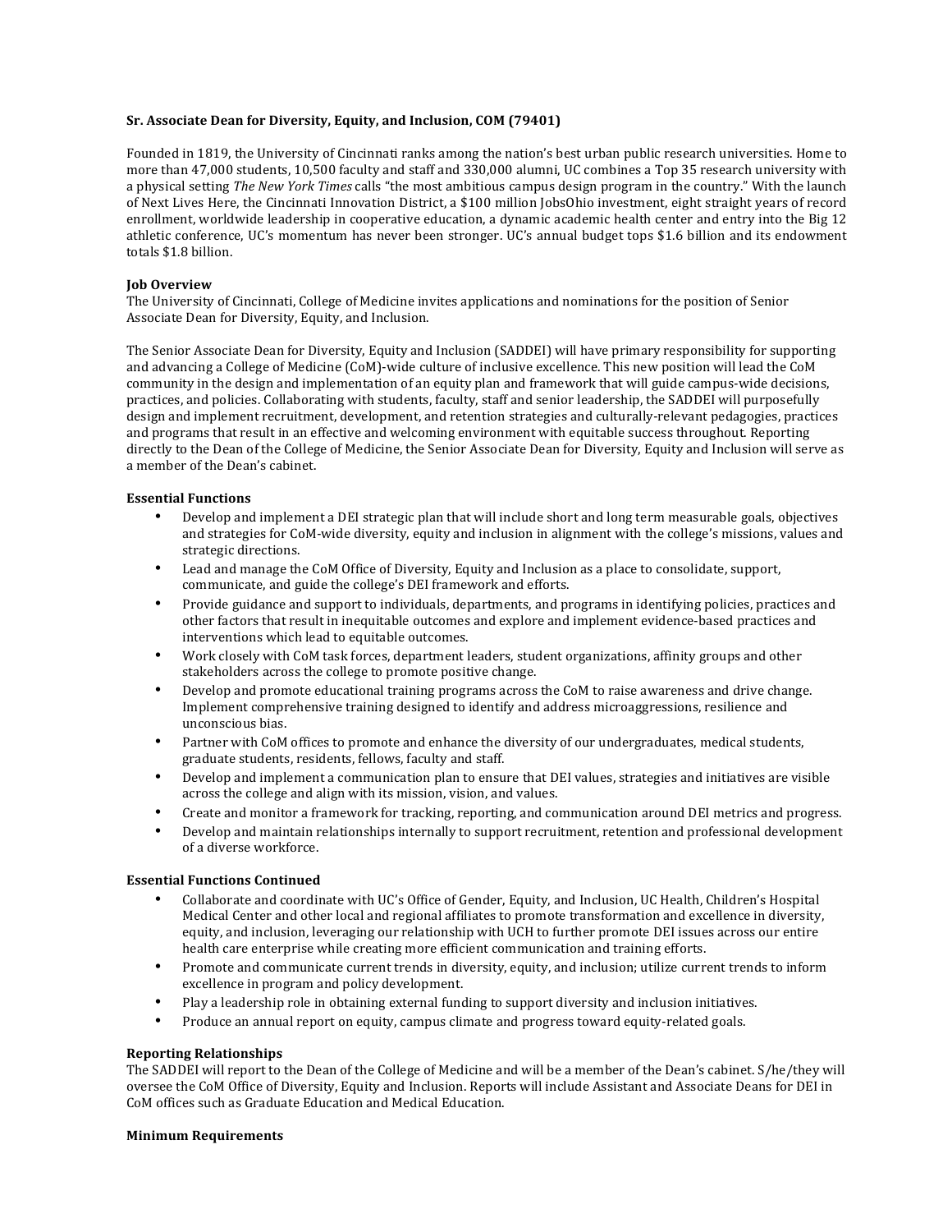**Sr. Associate Dean for Diversity, Equity, and Inclusion, COM (79401)**

Founded in 1819, the University of Cincinnati ranks among the nation's best urban public research universities. Home to more than 47,000 students, 10,500 faculty and staff and 330,000 alumni, UC combines a Top 35 research university with a physical setting *The New York Times* calls "the most ambitious campus design program in the country." With the launch of Next Lives Here, the Cincinnati Innovation District, a $100 million JobsOhio investment, eight straight years of record enrollment, worldwide leadership in cooperative education, a dynamic academic health center and entry into the Big 12 athletic conference, UC's momentum has never been stronger. UC's annual budget tops $1.6 billion and its endowment totals $1.8 billion.

**Job Overview**

The University of Cincinnati, College of Medicine invites applications and nominations for the position of Senior Associate Dean for Diversity, Equity, and Inclusion.

The Senior Associate Dean for Diversity, Equity and Inclusion (SADDEI) will have primary responsibility for supporting and advancing a College of Medicine (CoM)-wide culture of inclusive excellence. This new position will lead the CoM community in the design and implementation of an equity plan and framework that will guide campus-wide decisions, practices, and policies. Collaborating with students, faculty, staff and senior leadership, the SADDEI will purposefully design and implement recruitment, development, and retention strategies and culturally-relevant pedagogies, practices and programs that result in an effective and welcoming environment with equitable success throughout. Reporting directly to the Dean of the College of Medicine, the Senior Associate Dean for Diversity, Equity and Inclusion will serve as a member of the Dean's cabinet.

**Essential Functions**

- Develop and implement a DEI strategic plan that will include short and long term measurable goals, objectives and strategies for CoM-wide diversity, equity and inclusion in alignment with the college's missions, values and strategic directions.
- Lead and manage the CoM Office of Diversity, Equity and Inclusion as a place to consolidate, support, communicate, and guide the college's DEI framework and efforts.
- Provide guidance and support to individuals, departments, and programs in identifying policies, practices and other factors that result in inequitable outcomes and explore and implement evidence-based practices and interventions which lead to equitable outcomes.
- Work closely with CoM task forces, department leaders, student organizations, affinity groups and other stakeholders across the college to promote positive change.
- Develop and promote educational training programs across the CoM to raise awareness and drive change. Implement comprehensive training designed to identify and address microaggressions, resilience and unconscious bias.
- Partner with CoM offices to promote and enhance the diversity of our undergraduates, medical students, graduate students, residents, fellows, faculty and staff.
- Develop and implement a communication plan to ensure that DEI values, strategies and initiatives are visible across the college and align with its mission, vision, and values.
- Create and monitor a framework for tracking, reporting, and communication around DEI metrics and progress.
- Develop and maintain relationships internally to support recruitment, retention and professional development of a diverse workforce.

**Essential Functions Continued**

- Collaborate and coordinate with UC's Office of Gender, Equity, and Inclusion, UC Health, Children's Hospital Medical Center and other local and regional affiliates to promote transformation and excellence in diversity, equity, and inclusion, leveraging our relationship with UCH to further promote DEI issues across our entire health care enterprise while creating more efficient communication and training efforts.
- Promote and communicate current trends in diversity, equity, and inclusion; utilize current trends to inform excellence in program and policy development.
- Play a leadership role in obtaining external funding to support diversity and inclusion initiatives.
- Produce an annual report on equity, campus climate and progress toward equity-related goals.

**Reporting Relationships**

The SADDEI will report to the Dean of the College of Medicine and will be a member of the Dean's cabinet. S/he/they will oversee the CoM Office of Diversity, Equity and Inclusion. Reports will include Assistant and Associate Deans for DEI in CoM offices such as Graduate Education and Medical Education.

**Minimum Requirements**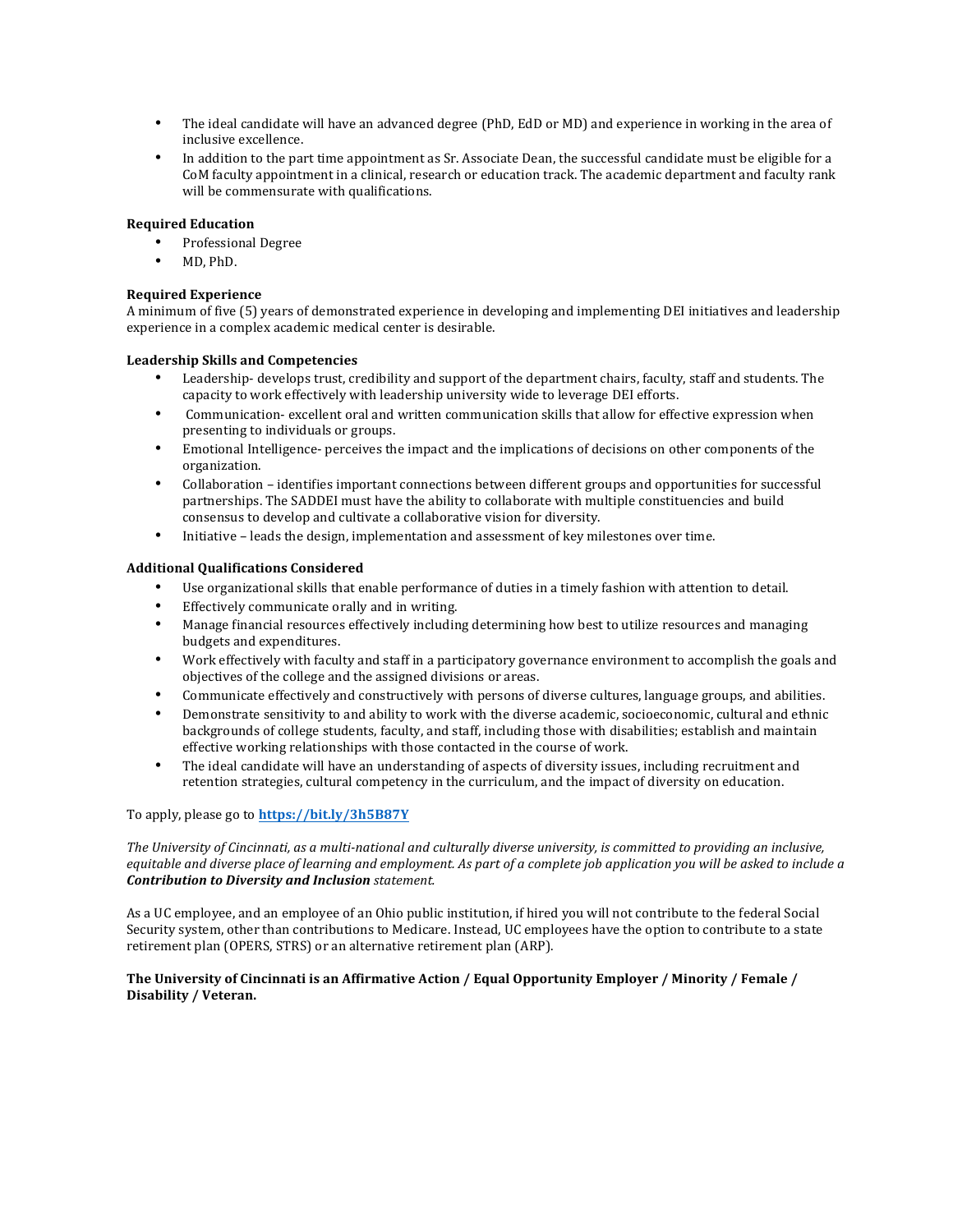- The ideal candidate will have an advanced degree (PhD, EdD or MD) and experience in working in the area of inclusive excellence.
- In addition to the part time appointment as Sr. Associate Dean, the successful candidate must be eligible for a CoM faculty appointment in a clinical, research or education track. The academic department and faculty rank will be commensurate with qualifications.

**Required Education**

- Professional Degree
- MD, PhD.

**Required Experience**

A minimum of five (5) years of demonstrated experience in developing and implementing DEI initiatives and leadership experience in a complex academic medical center is desirable.

**Leadership Skills and Competencies**

- Leadership- develops trust, credibility and support of the department chairs, faculty, staff and students. The capacity to work effectively with leadership university wide to leverage DEI efforts.
- Communication- excellent oral and written communication skills that allow for effective expression when presenting to individuals or groups.
- Emotional Intelligence- perceives the impact and the implications of decisions on other components of the organization.
- Collaboration – identifies important connections between different groups and opportunities for successful partnerships. The SADDEI must have the ability to collaborate with multiple constituencies and build consensus to develop and cultivate a collaborative vision for diversity.
- Initiative – leads the design, implementation and assessment of key milestones over time.

**Additional Qualifications Considered**

- Use organizational skills that enable performance of duties in a timely fashion with attention to detail.
- Effectively communicate orally and in writing.
- Manage financial resources effectively including determining how best to utilize resources and managing budgets and expenditures.
- Work effectively with faculty and staff in a participatory governance environment to accomplish the goals and objectives of the college and the assigned divisions or areas.
- Communicate effectively and constructively with persons of diverse cultures, language groups, and abilities.
- Demonstrate sensitivity to and ability to work with the diverse academic, socioeconomic, cultural and ethnic backgrounds of college students, faculty, and staff, including those with disabilities; establish and maintain effective working relationships with those contacted in the course of work.
- The ideal candidate will have an understanding of aspects of diversity issues, including recruitment and retention strategies, cultural competency in the curriculum, and the impact of diversity on education.

To apply, please go to **https://bit.ly/3h5B87Y**

*The University of Cincinnati, as a multi-national and culturally diverse university, is committed to providing an inclusive, equitable and diverse place of learning and employment. As part of a complete job application you will be asked to include a* ***Contribution to Diversity and Inclusion*** *statement.*

As a UC employee, and an employee of an Ohio public institution, if hired you will not contribute to the federal Social Security system, other than contributions to Medicare. Instead, UC employees have the option to contribute to a state retirement plan (OPERS, STRS) or an alternative retirement plan (ARP).

**The University of Cincinnati is an Affirmative Action / Equal Opportunity Employer / Minority / Female / Disability / Veteran.**